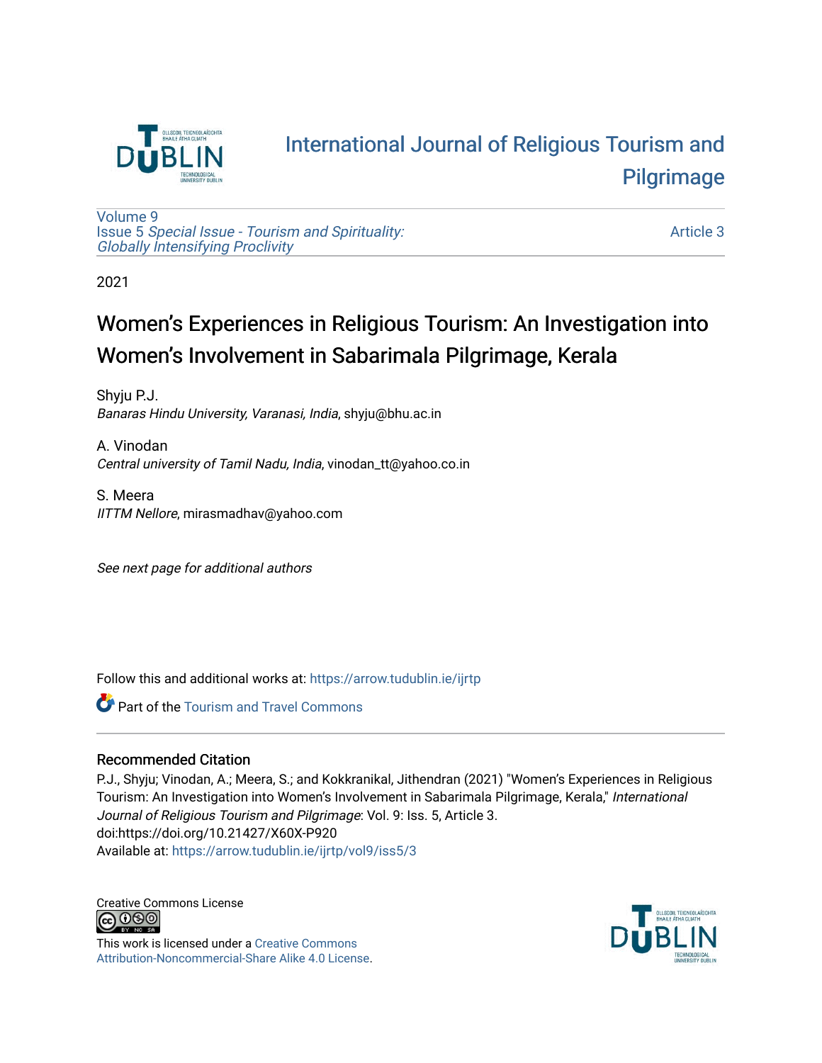# International Journal of Religious Tourism and Pilgrimage

Volume 9
Issue 5 *Special Issue - Tourism and Spirituality: Globally Intensifying Proclivity*

Article 3

2021

# Women's Experiences in Religious Tourism: An Investigation into Women's Involvement in Sabarimala Pilgrimage, Kerala

Shyju P.J.
*Banaras Hindu University, Varanasi, India*, shyju@bhu.ac.in

A. Vinodan
*Central university of Tamil Nadu, India*, vinodan_tt@yahoo.co.in

S. Meera
*IITTM Nellore*, mirasmadhav@yahoo.com

*See next page for additional authors*

Follow this and additional works at: https://arrow.tudublin.ie/ijrtp

Part of the Tourism and Travel Commons

## Recommended Citation

P.J., Shyju; Vinodan, A.; Meera, S.; and Kokkranikal, Jithendran (2021) "Women's Experiences in Religious Tourism: An Investigation into Women's Involvement in Sabarimala Pilgrimage, Kerala," *International Journal of Religious Tourism and Pilgrimage*: Vol. 9: Iss. 5, Article 3.
doi:https://doi.org/10.21427/X60X-P920
Available at: https://arrow.tudublin.ie/ijrtp/vol9/iss5/3

Creative Commons License

This work is licensed under a Creative Commons Attribution-Noncommercial-Share Alike 4.0 License.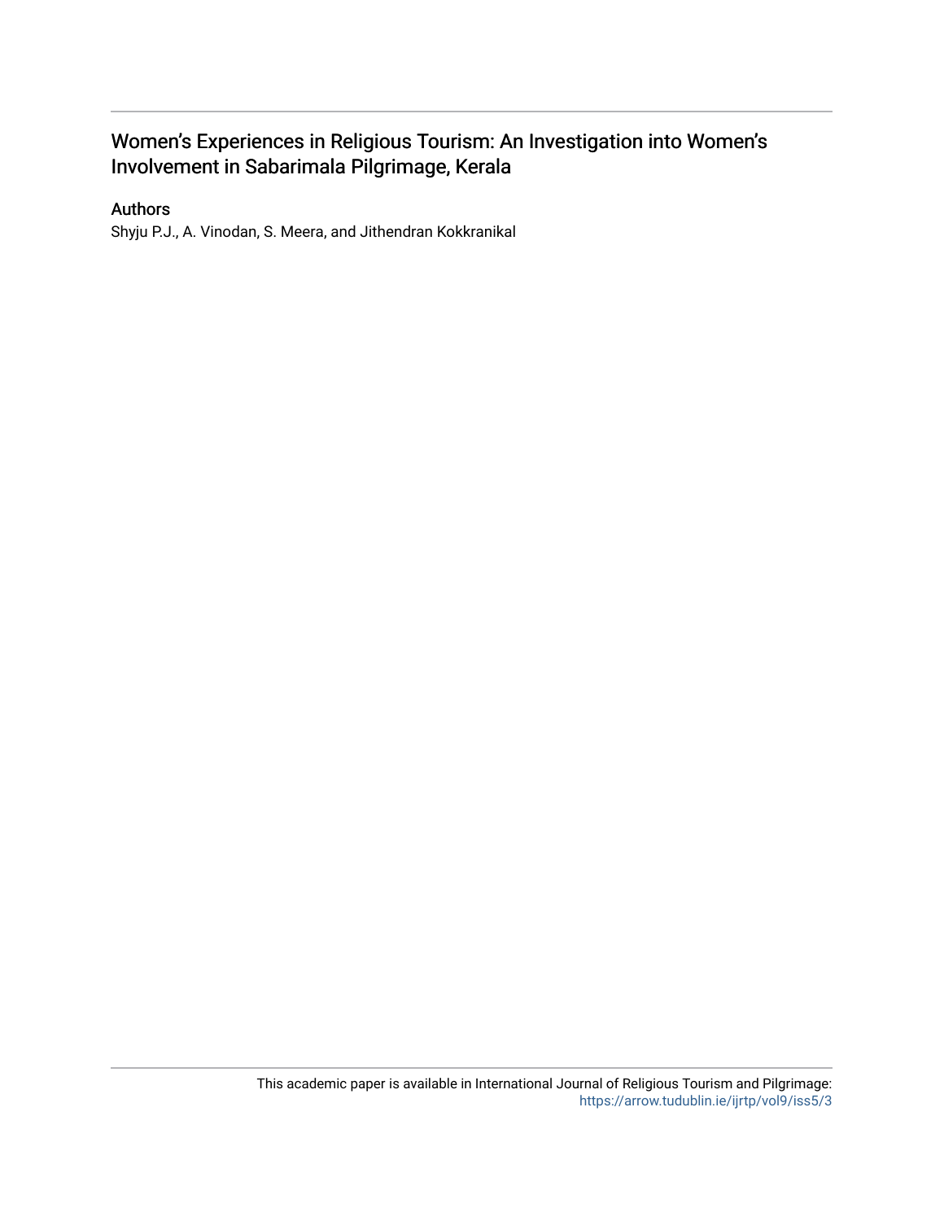# Women's Experiences in Religious Tourism: An Investigation into Women's Involvement in Sabarimala Pilgrimage, Kerala

## Authors

Shyju P.J., A. Vinodan, S. Meera, and Jithendran Kokkranikal

This academic paper is available in International Journal of Religious Tourism and Pilgrimage: https://arrow.tudublin.ie/ijrtp/vol9/iss5/3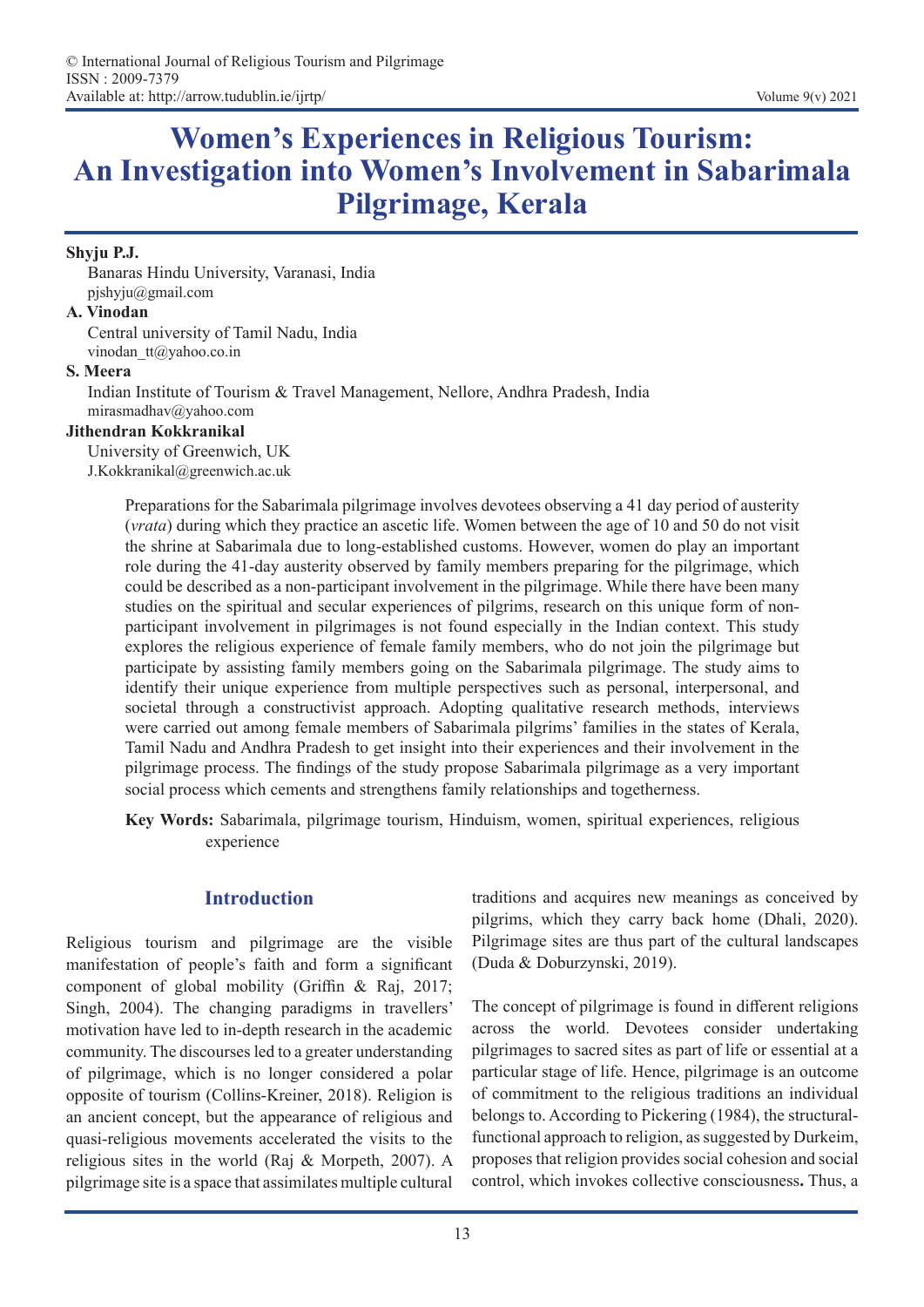# Women's Experiences in Religious Tourism: An Investigation into Women's Involvement in Sabarimala Pilgrimage, Kerala

**Shyju P.J.**
Banaras Hindu University, Varanasi, India
pjshyju@gmail.com

**A. Vinodan**
Central university of Tamil Nadu, India
vinodan_tt@yahoo.co.in

**S. Meera**
Indian Institute of Tourism & Travel Management, Nellore, Andhra Pradesh, India
mirasmadhav@yahoo.com

**Jithendran Kokkranikal**
University of Greenwich, UK
J.Kokkranikal@greenwich.ac.uk

Preparations for the Sabarimala pilgrimage involves devotees observing a 41 day period of austerity (*vrata*) during which they practice an ascetic life. Women between the age of 10 and 50 do not visit the shrine at Sabarimala due to long-established customs. However, women do play an important role during the 41-day austerity observed by family members preparing for the pilgrimage, which could be described as a non-participant involvement in the pilgrimage. While there have been many studies on the spiritual and secular experiences of pilgrims, research on this unique form of non-participant involvement in pilgrimages is not found especially in the Indian context. This study explores the religious experience of female family members, who do not join the pilgrimage but participate by assisting family members going on the Sabarimala pilgrimage. The study aims to identify their unique experience from multiple perspectives such as personal, interpersonal, and societal through a constructivist approach. Adopting qualitative research methods, interviews were carried out among female members of Sabarimala pilgrims' families in the states of Kerala, Tamil Nadu and Andhra Pradesh to get insight into their experiences and their involvement in the pilgrimage process. The findings of the study propose Sabarimala pilgrimage as a very important social process which cements and strengthens family relationships and togetherness.

**Key Words:** Sabarimala, pilgrimage tourism, Hinduism, women, spiritual experiences, religious experience

## Introduction

Religious tourism and pilgrimage are the visible manifestation of people's faith and form a significant component of global mobility (Griffin & Raj, 2017; Singh, 2004). The changing paradigms in travellers' motivation have led to in-depth research in the academic community. The discourses led to a greater understanding of pilgrimage, which is no longer considered a polar opposite of tourism (Collins-Kreiner, 2018). Religion is an ancient concept, but the appearance of religious and quasi-religious movements accelerated the visits to the religious sites in the world (Raj & Morpeth, 2007). A pilgrimage site is a space that assimilates multiple cultural traditions and acquires new meanings as conceived by pilgrims, which they carry back home (Dhali, 2020). Pilgrimage sites are thus part of the cultural landscapes (Duda & Doburzynski, 2019).

The concept of pilgrimage is found in different religions across the world. Devotees consider undertaking pilgrimages to sacred sites as part of life or essential at a particular stage of life. Hence, pilgrimage is an outcome of commitment to the religious traditions an individual belongs to. According to Pickering (1984), the structural-functional approach to religion, as suggested by Durkeim, proposes that religion provides social cohesion and social control, which invokes collective consciousness**.** Thus, a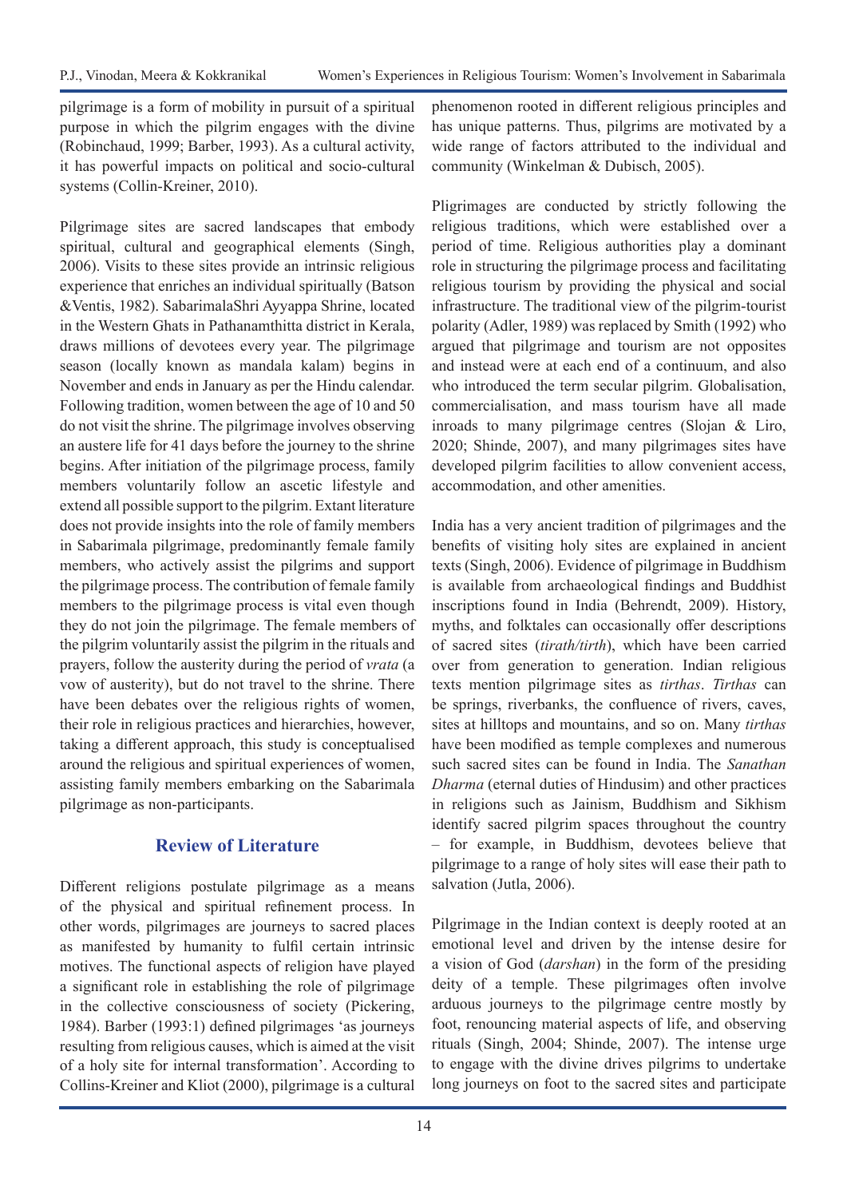pilgrimage is a form of mobility in pursuit of a spiritual purpose in which the pilgrim engages with the divine (Robinchaud, 1999; Barber, 1993). As a cultural activity, it has powerful impacts on political and socio-cultural systems (Collin-Kreiner, 2010).

Pilgrimage sites are sacred landscapes that embody spiritual, cultural and geographical elements (Singh, 2006). Visits to these sites provide an intrinsic religious experience that enriches an individual spiritually (Batson &Ventis, 1982). SabarimalaShri Ayyappa Shrine, located in the Western Ghats in Pathanamthitta district in Kerala, draws millions of devotees every year. The pilgrimage season (locally known as mandala kalam) begins in November and ends in January as per the Hindu calendar. Following tradition, women between the age of 10 and 50 do not visit the shrine. The pilgrimage involves observing an austere life for 41 days before the journey to the shrine begins. After initiation of the pilgrimage process, family members voluntarily follow an ascetic lifestyle and extend all possible support to the pilgrim. Extant literature does not provide insights into the role of family members in Sabarimala pilgrimage, predominantly female family members, who actively assist the pilgrims and support the pilgrimage process. The contribution of female family members to the pilgrimage process is vital even though they do not join the pilgrimage. The female members of the pilgrim voluntarily assist the pilgrim in the rituals and prayers, follow the austerity during the period of *vrata* (a vow of austerity), but do not travel to the shrine. There have been debates over the religious rights of women, their role in religious practices and hierarchies, however, taking a different approach, this study is conceptualised around the religious and spiritual experiences of women, assisting family members embarking on the Sabarimala pilgrimage as non-participants.

## Review of Literature

Different religions postulate pilgrimage as a means of the physical and spiritual refinement process. In other words, pilgrimages are journeys to sacred places as manifested by humanity to fulfil certain intrinsic motives. The functional aspects of religion have played a significant role in establishing the role of pilgrimage in the collective consciousness of society (Pickering, 1984). Barber (1993:1) defined pilgrimages 'as journeys resulting from religious causes, which is aimed at the visit of a holy site for internal transformation'. According to Collins-Kreiner and Kliot (2000), pilgrimage is a cultural phenomenon rooted in different religious principles and has unique patterns. Thus, pilgrims are motivated by a wide range of factors attributed to the individual and community (Winkelman & Dubisch, 2005).

Pligrimages are conducted by strictly following the religious traditions, which were established over a period of time. Religious authorities play a dominant role in structuring the pilgrimage process and facilitating religious tourism by providing the physical and social infrastructure. The traditional view of the pilgrim-tourist polarity (Adler, 1989) was replaced by Smith (1992) who argued that pilgrimage and tourism are not opposites and instead were at each end of a continuum, and also who introduced the term secular pilgrim. Globalisation, commercialisation, and mass tourism have all made inroads to many pilgrimage centres (Slojan & Liro, 2020; Shinde, 2007), and many pilgrimages sites have developed pilgrim facilities to allow convenient access, accommodation, and other amenities.

India has a very ancient tradition of pilgrimages and the benefits of visiting holy sites are explained in ancient texts (Singh, 2006). Evidence of pilgrimage in Buddhism is available from archaeological findings and Buddhist inscriptions found in India (Behrendt, 2009). History, myths, and folktales can occasionally offer descriptions of sacred sites (*tirath/tirth*), which have been carried over from generation to generation. Indian religious texts mention pilgrimage sites as *tirthas*. *Tirthas* can be springs, riverbanks, the confluence of rivers, caves, sites at hilltops and mountains, and so on. Many *tirthas* have been modified as temple complexes and numerous such sacred sites can be found in India. The *Sanathan Dharma* (eternal duties of Hindusim) and other practices in religions such as Jainism, Buddhism and Sikhism identify sacred pilgrim spaces throughout the country – for example, in Buddhism, devotees believe that pilgrimage to a range of holy sites will ease their path to salvation (Jutla, 2006).

Pilgrimage in the Indian context is deeply rooted at an emotional level and driven by the intense desire for a vision of God (*darshan*) in the form of the presiding deity of a temple. These pilgrimages often involve arduous journeys to the pilgrimage centre mostly by foot, renouncing material aspects of life, and observing rituals (Singh, 2004; Shinde, 2007). The intense urge to engage with the divine drives pilgrims to undertake long journeys on foot to the sacred sites and participate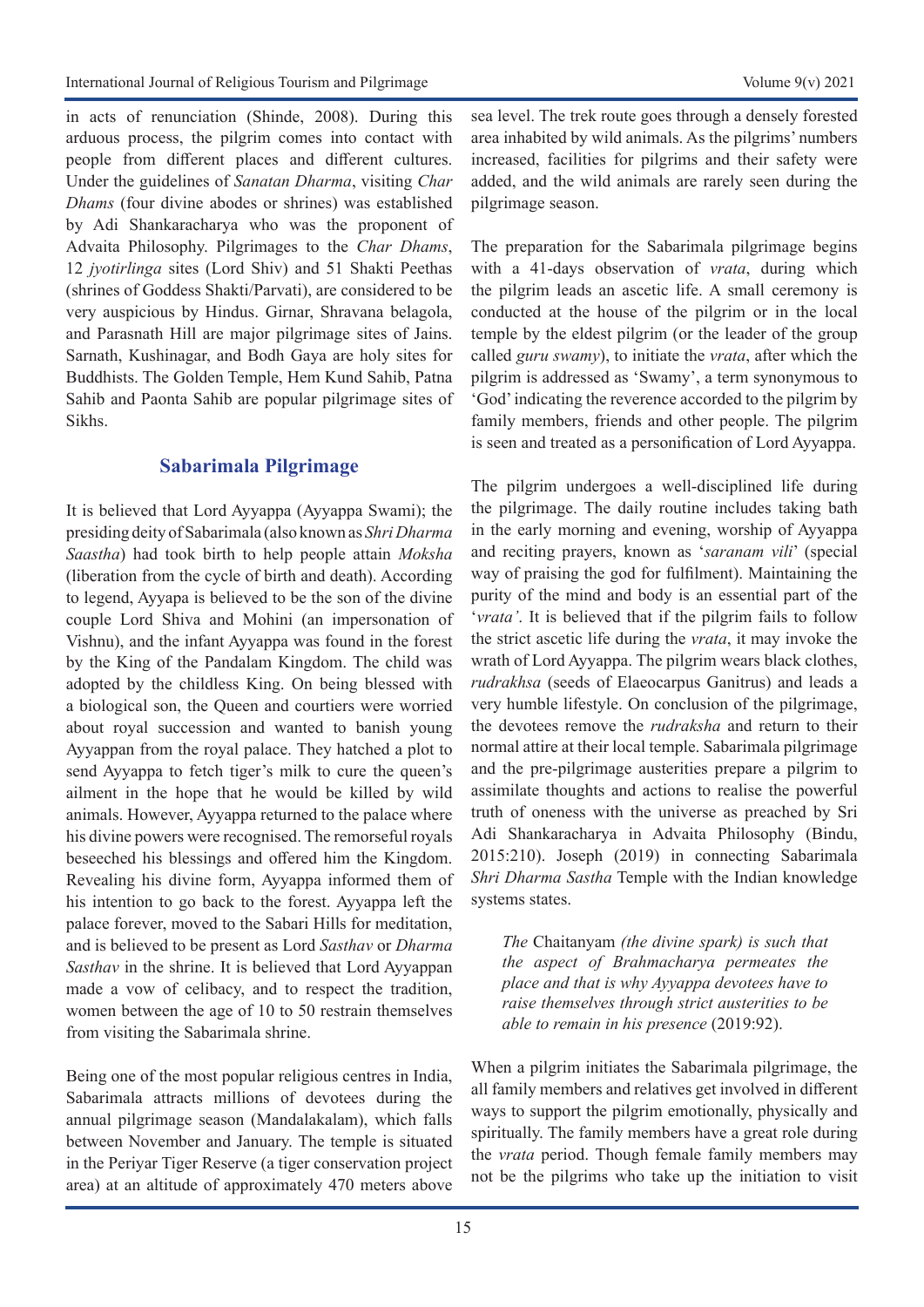in acts of renunciation (Shinde, 2008). During this arduous process, the pilgrim comes into contact with people from different places and different cultures. Under the guidelines of *Sanatan Dharma*, visiting *Char Dhams* (four divine abodes or shrines) was established by Adi Shankaracharya who was the proponent of Advaita Philosophy. Pilgrimages to the *Char Dhams*, 12 *jyotirlinga* sites (Lord Shiv) and 51 Shakti Peethas (shrines of Goddess Shakti/Parvati), are considered to be very auspicious by Hindus. Girnar, Shravana belagola, and Parasnath Hill are major pilgrimage sites of Jains. Sarnath, Kushinagar, and Bodh Gaya are holy sites for Buddhists. The Golden Temple, Hem Kund Sahib, Patna Sahib and Paonta Sahib are popular pilgrimage sites of Sikhs.

## Sabarimala Pilgrimage

It is believed that Lord Ayyappa (Ayyappa Swami); the presiding deity of Sabarimala (also known as *Shri Dharma Saastha*) had took birth to help people attain *Moksha* (liberation from the cycle of birth and death). According to legend, Ayyapa is believed to be the son of the divine couple Lord Shiva and Mohini (an impersonation of Vishnu), and the infant Ayyappa was found in the forest by the King of the Pandalam Kingdom. The child was adopted by the childless King. On being blessed with a biological son, the Queen and courtiers were worried about royal succession and wanted to banish young Ayyappan from the royal palace. They hatched a plot to send Ayyappa to fetch tiger's milk to cure the queen's ailment in the hope that he would be killed by wild animals. However, Ayyappa returned to the palace where his divine powers were recognised. The remorseful royals beseeched his blessings and offered him the Kingdom. Revealing his divine form, Ayyappa informed them of his intention to go back to the forest. Ayyappa left the palace forever, moved to the Sabari Hills for meditation, and is believed to be present as Lord *Sasthav* or *Dharma Sasthav* in the shrine. It is believed that Lord Ayyappan made a vow of celibacy, and to respect the tradition, women between the age of 10 to 50 restrain themselves from visiting the Sabarimala shrine.

Being one of the most popular religious centres in India, Sabarimala attracts millions of devotees during the annual pilgrimage season (Mandalakalam), which falls between November and January. The temple is situated in the Periyar Tiger Reserve (a tiger conservation project area) at an altitude of approximately 470 meters above sea level. The trek route goes through a densely forested area inhabited by wild animals. As the pilgrims' numbers increased, facilities for pilgrims and their safety were added, and the wild animals are rarely seen during the pilgrimage season.

The preparation for the Sabarimala pilgrimage begins with a 41-days observation of *vrata*, during which the pilgrim leads an ascetic life. A small ceremony is conducted at the house of the pilgrim or in the local temple by the eldest pilgrim (or the leader of the group called *guru swamy*), to initiate the *vrata*, after which the pilgrim is addressed as 'Swamy', a term synonymous to 'God' indicating the reverence accorded to the pilgrim by family members, friends and other people. The pilgrim is seen and treated as a personification of Lord Ayyappa.

The pilgrim undergoes a well-disciplined life during the pilgrimage. The daily routine includes taking bath in the early morning and evening, worship of Ayyappa and reciting prayers, known as '*saranam vili*' (special way of praising the god for fulfilment). Maintaining the purity of the mind and body is an essential part of the '*vrata'*. It is believed that if the pilgrim fails to follow the strict ascetic life during the *vrata*, it may invoke the wrath of Lord Ayyappa. The pilgrim wears black clothes, *rudrakhsa* (seeds of Elaeocarpus Ganitrus) and leads a very humble lifestyle. On conclusion of the pilgrimage, the devotees remove the *rudraksha* and return to their normal attire at their local temple. Sabarimala pilgrimage and the pre-pilgrimage austerities prepare a pilgrim to assimilate thoughts and actions to realise the powerful truth of oneness with the universe as preached by Sri Adi Shankaracharya in Advaita Philosophy (Bindu, 2015:210). Joseph (2019) in connecting Sabarimala *Shri Dharma Sastha* Temple with the Indian knowledge systems states.

> *The* Chaitanyam *(the divine spark) is such that the aspect of Brahmacharya permeates the place and that is why Ayyappa devotees have to raise themselves through strict austerities to be able to remain in his presence* (2019:92).

When a pilgrim initiates the Sabarimala pilgrimage, the all family members and relatives get involved in different ways to support the pilgrim emotionally, physically and spiritually. The family members have a great role during the *vrata* period. Though female family members may not be the pilgrims who take up the initiation to visit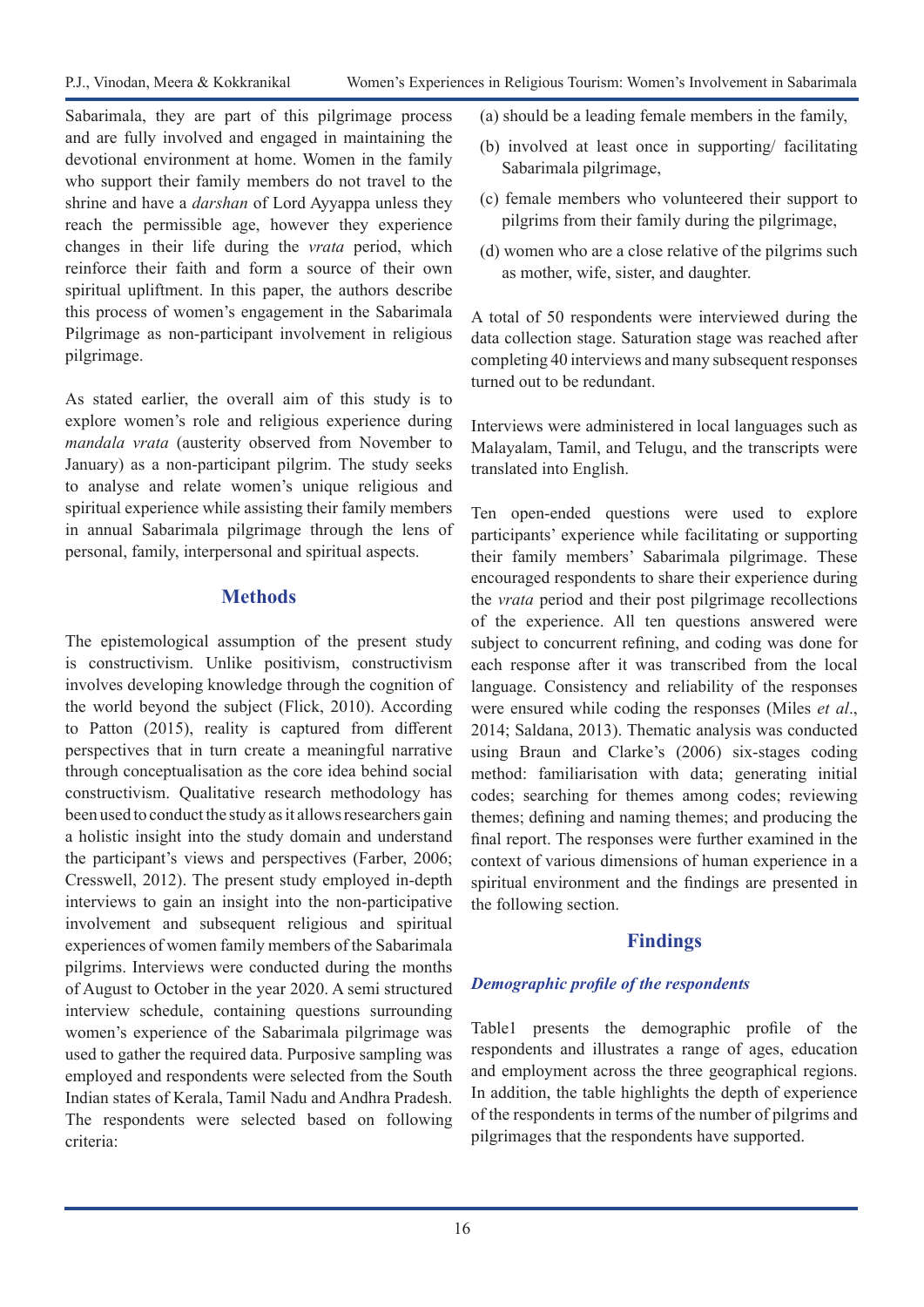Sabarimala, they are part of this pilgrimage process and are fully involved and engaged in maintaining the devotional environment at home. Women in the family who support their family members do not travel to the shrine and have a *darshan* of Lord Ayyappa unless they reach the permissible age, however they experience changes in their life during the *vrata* period, which reinforce their faith and form a source of their own spiritual upliftment. In this paper, the authors describe this process of women's engagement in the Sabarimala Pilgrimage as non-participant involvement in religious pilgrimage.

As stated earlier, the overall aim of this study is to explore women's role and religious experience during *mandala vrata* (austerity observed from November to January) as a non-participant pilgrim. The study seeks to analyse and relate women's unique religious and spiritual experience while assisting their family members in annual Sabarimala pilgrimage through the lens of personal, family, interpersonal and spiritual aspects.

## Methods

The epistemological assumption of the present study is constructivism. Unlike positivism, constructivism involves developing knowledge through the cognition of the world beyond the subject (Flick, 2010). According to Patton (2015), reality is captured from different perspectives that in turn create a meaningful narrative through conceptualisation as the core idea behind social constructivism. Qualitative research methodology has been used to conduct the study as it allows researchers gain a holistic insight into the study domain and understand the participant's views and perspectives (Farber, 2006; Cresswell, 2012). The present study employed in-depth interviews to gain an insight into the non-participative involvement and subsequent religious and spiritual experiences of women family members of the Sabarimala pilgrims. Interviews were conducted during the months of August to October in the year 2020. A semi structured interview schedule, containing questions surrounding women's experience of the Sabarimala pilgrimage was used to gather the required data. Purposive sampling was employed and respondents were selected from the South Indian states of Kerala, Tamil Nadu and Andhra Pradesh. The respondents were selected based on following criteria:

(a) should be a leading female members in the family,

(b) involved at least once in supporting/ facilitating Sabarimala pilgrimage,

(c) female members who volunteered their support to pilgrims from their family during the pilgrimage,

(d) women who are a close relative of the pilgrims such as mother, wife, sister, and daughter.

A total of 50 respondents were interviewed during the data collection stage. Saturation stage was reached after completing 40 interviews and many subsequent responses turned out to be redundant.

Interviews were administered in local languages such as Malayalam, Tamil, and Telugu, and the transcripts were translated into English.

Ten open-ended questions were used to explore participants' experience while facilitating or supporting their family members' Sabarimala pilgrimage. These encouraged respondents to share their experience during the *vrata* period and their post pilgrimage recollections of the experience. All ten questions answered were subject to concurrent refining, and coding was done for each response after it was transcribed from the local language. Consistency and reliability of the responses were ensured while coding the responses (Miles *et al*., 2014; Saldana, 2013). Thematic analysis was conducted using Braun and Clarke's (2006) six-stages coding method: familiarisation with data; generating initial codes; searching for themes among codes; reviewing themes; defining and naming themes; and producing the final report. The responses were further examined in the context of various dimensions of human experience in a spiritual environment and the findings are presented in the following section.

## Findings

### *Demographic profile of the respondents*

Table1 presents the demographic profile of the respondents and illustrates a range of ages, education and employment across the three geographical regions. In addition, the table highlights the depth of experience of the respondents in terms of the number of pilgrims and pilgrimages that the respondents have supported.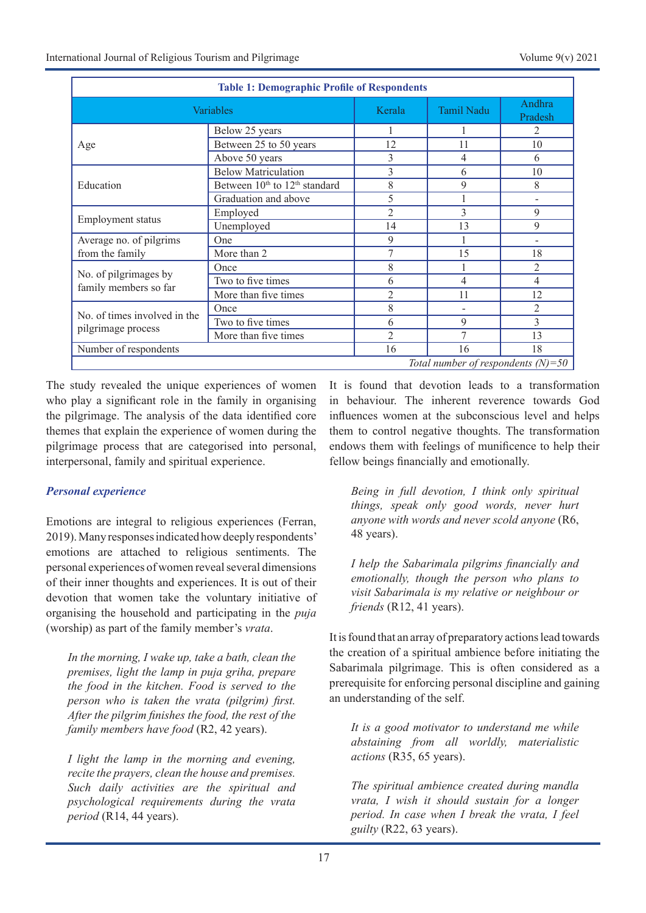**Table 1: Demographic Profile of Respondents**

| Variables | | Kerala | Tamil Nadu | Andhra Pradesh |
|---|---|---|---|---|
| Age | Below 25 years | 1 | 1 | 2 |
| | Between 25 to 50 years | 12 | 11 | 10 |
| | Above 50 years | 3 | 4 | 6 |
| Education | Below Matriculation | 3 | 6 | 10 |
| | Between 10th to 12th standard | 8 | 9 | 8 |
| | Graduation and above | 5 | 1 | - |
| Employment status | Employed | 2 | 3 | 9 |
| | Unemployed | 14 | 13 | 9 |
| Average no. of pilgrims from the family | One | 9 | 1 | - |
| | More than 2 | 7 | 15 | 18 |
| No. of pilgrimages by family members so far | Once | 8 | 1 | 2 |
| | Two to five times | 6 | 4 | 4 |
| | More than five times | 2 | 11 | 12 |
| No. of times involved in the pilgrimage process | Once | 8 | - | 2 |
| | Two to five times | 6 | 9 | 3 |
| | More than five times | 2 | 7 | 13 |
| Number of respondents | | 16 | 16 | 18 |

*Total number of respondents (N)=50*

The study revealed the unique experiences of women who play a significant role in the family in organising the pilgrimage. The analysis of the data identified core themes that explain the experience of women during the pilgrimage process that are categorised into personal, interpersonal, family and spiritual experience.

### *Personal experience*

Emotions are integral to religious experiences (Ferran, 2019). Many responses indicated how deeply respondents' emotions are attached to religious sentiments. The personal experiences of women reveal several dimensions of their inner thoughts and experiences. It is out of their devotion that women take the voluntary initiative of organising the household and participating in the *puja* (worship) as part of the family member's *vrata*.

> *In the morning, I wake up, take a bath, clean the premises, light the lamp in puja griha, prepare the food in the kitchen. Food is served to the person who is taken the vrata (pilgrim) first. After the pilgrim finishes the food, the rest of the family members have food* (R2, 42 years).

> *I light the lamp in the morning and evening, recite the prayers, clean the house and premises. Such daily activities are the spiritual and psychological requirements during the vrata period* (R14, 44 years).

It is found that devotion leads to a transformation in behaviour. The inherent reverence towards God influences women at the subconscious level and helps them to control negative thoughts. The transformation endows them with feelings of munificence to help their fellow beings financially and emotionally.

> *Being in full devotion, I think only spiritual things, speak only good words, never hurt anyone with words and never scold anyone* (R6, 48 years).

> *I help the Sabarimala pilgrims financially and emotionally, though the person who plans to visit Sabarimala is my relative or neighbour or friends* (R12, 41 years).

It is found that an array of preparatory actions lead towards the creation of a spiritual ambience before initiating the Sabarimala pilgrimage. This is often considered as a prerequisite for enforcing personal discipline and gaining an understanding of the self.

> *It is a good motivator to understand me while abstaining from all worldly, materialistic actions* (R35, 65 years).

> *The spiritual ambience created during mandla vrata, I wish it should sustain for a longer period. In case when I break the vrata, I feel guilty* (R22, 63 years).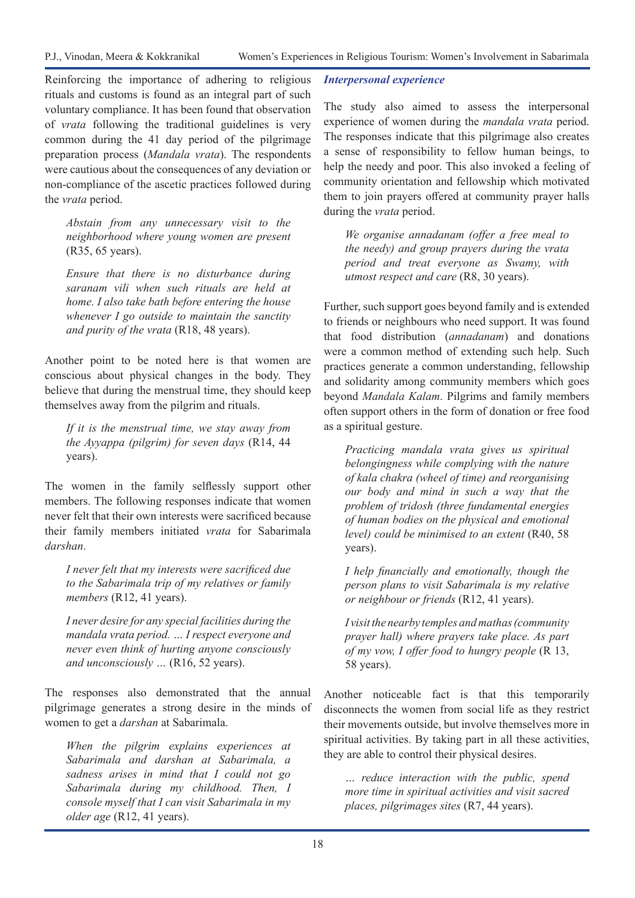Reinforcing the importance of adhering to religious rituals and customs is found as an integral part of such voluntary compliance. It has been found that observation of *vrata* following the traditional guidelines is very common during the 41 day period of the pilgrimage preparation process (*Mandala vrata*). The respondents were cautious about the consequences of any deviation or non-compliance of the ascetic practices followed during the *vrata* period.

> *Abstain from any unnecessary visit to the neighborhood where young women are present* (R35, 65 years).

> *Ensure that there is no disturbance during saranam vili when such rituals are held at home. I also take bath before entering the house whenever I go outside to maintain the sanctity and purity of the vrata* (R18, 48 years).

Another point to be noted here is that women are conscious about physical changes in the body. They believe that during the menstrual time, they should keep themselves away from the pilgrim and rituals.

> *If it is the menstrual time, we stay away from the Ayyappa (pilgrim) for seven days* (R14, 44 years).

The women in the family selflessly support other members. The following responses indicate that women never felt that their own interests were sacrificed because their family members initiated *vrata* for Sabarimala *darshan*.

> *I never felt that my interests were sacrificed due to the Sabarimala trip of my relatives or family members* (R12, 41 years).

> *I never desire for any special facilities during the mandala vrata period. … I respect everyone and never even think of hurting anyone consciously and unconsciously …* (R16, 52 years).

The responses also demonstrated that the annual pilgrimage generates a strong desire in the minds of women to get a *darshan* at Sabarimala.

> *When the pilgrim explains experiences at Sabarimala and darshan at Sabarimala, a sadness arises in mind that I could not go Sabarimala during my childhood. Then, I console myself that I can visit Sabarimala in my older age* (R12, 41 years).

### *Interpersonal experience*

The study also aimed to assess the interpersonal experience of women during the *mandala vrata* period. The responses indicate that this pilgrimage also creates a sense of responsibility to fellow human beings, to help the needy and poor. This also invoked a feeling of community orientation and fellowship which motivated them to join prayers offered at community prayer halls during the *vrata* period.

> *We organise annadanam (offer a free meal to the needy) and group prayers during the vrata period and treat everyone as Swamy, with utmost respect and care* (R8, 30 years).

Further, such support goes beyond family and is extended to friends or neighbours who need support. It was found that food distribution (*annadanam*) and donations were a common method of extending such help. Such practices generate a common understanding, fellowship and solidarity among community members which goes beyond *Mandala Kalam*. Pilgrims and family members often support others in the form of donation or free food as a spiritual gesture.

> *Practicing mandala vrata gives us spiritual belongingness while complying with the nature of kala chakra (wheel of time) and reorganising our body and mind in such a way that the problem of tridosh (three fundamental energies of human bodies on the physical and emotional level) could be minimised to an extent* (R40, 58 years).

> *I help financially and emotionally, though the person plans to visit Sabarimala is my relative or neighbour or friends* (R12, 41 years).

> *I visit the nearby temples and mathas (community prayer hall) where prayers take place. As part of my vow, I offer food to hungry people* (R 13, 58 years).

Another noticeable fact is that this temporarily disconnects the women from social life as they restrict their movements outside, but involve themselves more in spiritual activities. By taking part in all these activities, they are able to control their physical desires.

> *… reduce interaction with the public, spend more time in spiritual activities and visit sacred places, pilgrimages sites* (R7, 44 years).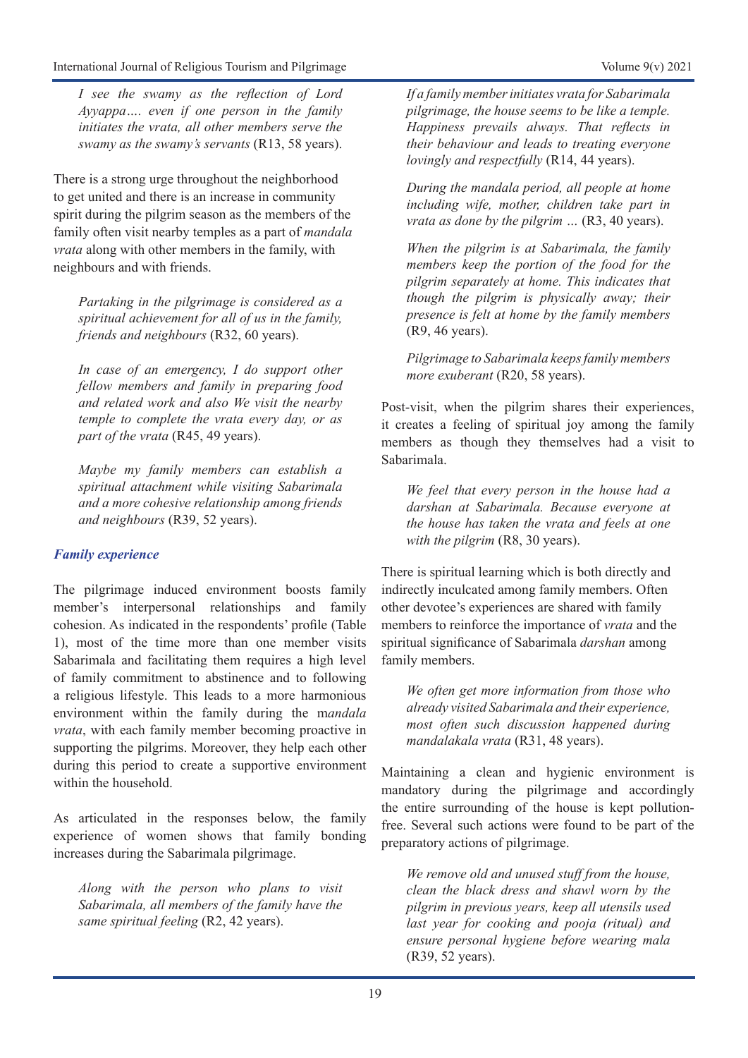*I see the swamy as the reflection of Lord Ayyappa…. even if one person in the family initiates the vrata, all other members serve the swamy as the swamy's servants* (R13, 58 years).

There is a strong urge throughout the neighborhood to get united and there is an increase in community spirit during the pilgrim season as the members of the family often visit nearby temples as a part of *mandala vrata* along with other members in the family, with neighbours and with friends.

> *Partaking in the pilgrimage is considered as a spiritual achievement for all of us in the family, friends and neighbours* (R32, 60 years).

> *In case of an emergency, I do support other fellow members and family in preparing food and related work and also We visit the nearby temple to complete the vrata every day, or as part of the vrata* (R45, 49 years).

> *Maybe my family members can establish a spiritual attachment while visiting Sabarimala and a more cohesive relationship among friends and neighbours* (R39, 52 years).

### *Family experience*

The pilgrimage induced environment boosts family member's interpersonal relationships and family cohesion. As indicated in the respondents' profile (Table 1), most of the time more than one member visits Sabarimala and facilitating them requires a high level of family commitment to abstinence and to following a religious lifestyle. This leads to a more harmonious environment within the family during the m*andala vrata*, with each family member becoming proactive in supporting the pilgrims. Moreover, they help each other during this period to create a supportive environment within the household.

As articulated in the responses below, the family experience of women shows that family bonding increases during the Sabarimala pilgrimage.

> *Along with the person who plans to visit Sabarimala, all members of the family have the same spiritual feeling* (R2, 42 years).

> *If a family member initiates vrata for Sabarimala pilgrimage, the house seems to be like a temple. Happiness prevails always. That reflects in their behaviour and leads to treating everyone lovingly and respectfully* (R14, 44 years).

> *During the mandala period, all people at home including wife, mother, children take part in vrata as done by the pilgrim …* (R3, 40 years).

> *When the pilgrim is at Sabarimala, the family members keep the portion of the food for the pilgrim separately at home. This indicates that though the pilgrim is physically away; their presence is felt at home by the family members* (R9, 46 years).

> *Pilgrimage to Sabarimala keeps family members more exuberant* (R20, 58 years).

Post-visit, when the pilgrim shares their experiences, it creates a feeling of spiritual joy among the family members as though they themselves had a visit to Sabarimala.

> *We feel that every person in the house had a darshan at Sabarimala. Because everyone at the house has taken the vrata and feels at one with the pilgrim* (R8, 30 years).

There is spiritual learning which is both directly and indirectly inculcated among family members. Often other devotee's experiences are shared with family members to reinforce the importance of *vrata* and the spiritual significance of Sabarimala *darshan* among family members.

> *We often get more information from those who already visited Sabarimala and their experience, most often such discussion happened during mandalakala vrata* (R31, 48 years).

Maintaining a clean and hygienic environment is mandatory during the pilgrimage and accordingly the entire surrounding of the house is kept pollution-free. Several such actions were found to be part of the preparatory actions of pilgrimage.

> *We remove old and unused stuff from the house, clean the black dress and shawl worn by the pilgrim in previous years, keep all utensils used last year for cooking and pooja (ritual) and ensure personal hygiene before wearing mala* (R39, 52 years).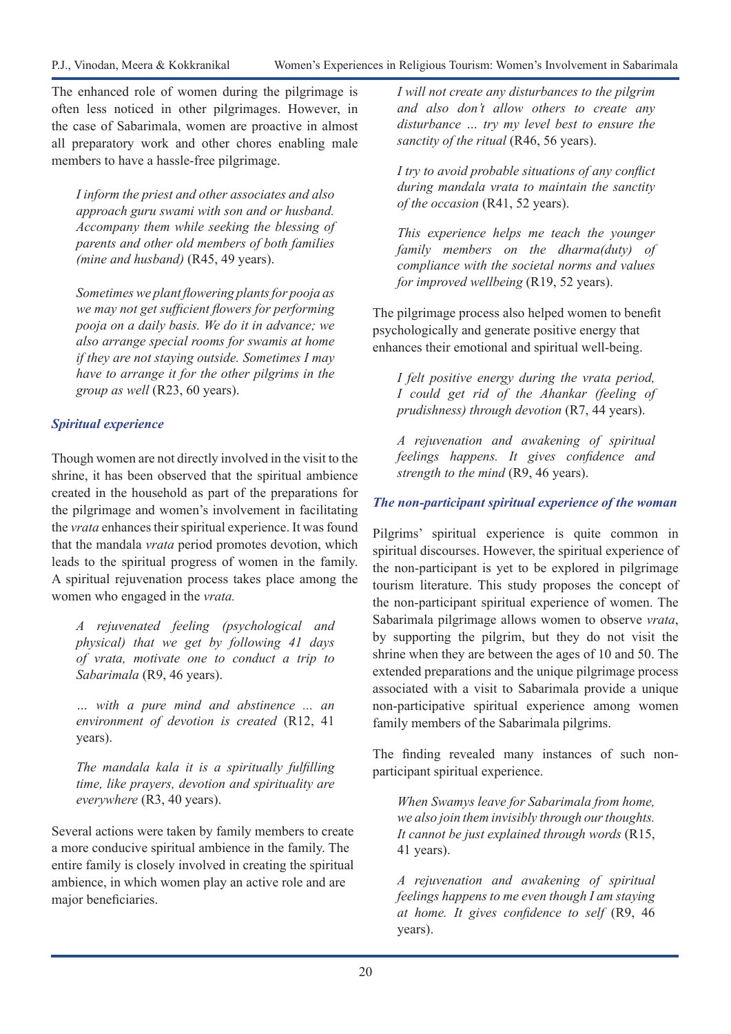The enhanced role of women during the pilgrimage is often less noticed in other pilgrimages. However, in the case of Sabarimala, women are proactive in almost all preparatory work and other chores enabling male members to have a hassle-free pilgrimage.

> *I inform the priest and other associates and also approach guru swami with son and or husband. Accompany them while seeking the blessing of parents and other old members of both families (mine and husband)* (R45, 49 years).

> *Sometimes we plant flowering plants for pooja as we may not get sufficient flowers for performing pooja on a daily basis. We do it in advance; we also arrange special rooms for swamis at home if they are not staying outside. Sometimes I may have to arrange it for the other pilgrims in the group as well* (R23, 60 years).

### *Spiritual experience*

Though women are not directly involved in the visit to the shrine, it has been observed that the spiritual ambience created in the household as part of the preparations for the pilgrimage and women's involvement in facilitating the *vrata* enhances their spiritual experience. It was found that the mandala *vrata* period promotes devotion, which leads to the spiritual progress of women in the family. A spiritual rejuvenation process takes place among the women who engaged in the *vrata.*

> *A rejuvenated feeling (psychological and physical) that we get by following 41 days of vrata, motivate one to conduct a trip to Sabarimala* (R9, 46 years).

> *... with a pure mind and abstinence ... an environment of devotion is created* (R12, 41 years).

> *The mandala kala it is a spiritually fulfilling time, like prayers, devotion and spirituality are everywhere* (R3, 40 years).

Several actions were taken by family members to create a more conducive spiritual ambience in the family. The entire family is closely involved in creating the spiritual ambience, in which women play an active role and are major beneficiaries.

> *I will not create any disturbances to the pilgrim and also don't allow others to create any disturbance ... try my level best to ensure the sanctity of the ritual* (R46, 56 years).

> *I try to avoid probable situations of any conflict during mandala vrata to maintain the sanctity of the occasion* (R41, 52 years).

> *This experience helps me teach the younger family members on the dharma(duty) of compliance with the societal norms and values for improved wellbeing* (R19, 52 years).

The pilgrimage process also helped women to benefit psychologically and generate positive energy that enhances their emotional and spiritual well-being.

> *I felt positive energy during the vrata period, I could get rid of the Ahankar (feeling of prudishness) through devotion* (R7, 44 years).

> *A rejuvenation and awakening of spiritual feelings happens. It gives confidence and strength to the mind* (R9, 46 years).

### *The non-participant spiritual experience of the woman*

Pilgrims' spiritual experience is quite common in spiritual discourses. However, the spiritual experience of the non-participant is yet to be explored in pilgrimage tourism literature. This study proposes the concept of the non-participant spiritual experience of women. The Sabarimala pilgrimage allows women to observe *vrata*, by supporting the pilgrim, but they do not visit the shrine when they are between the ages of 10 and 50. The extended preparations and the unique pilgrimage process associated with a visit to Sabarimala provide a unique non-participative spiritual experience among women family members of the Sabarimala pilgrims.

The finding revealed many instances of such non-participant spiritual experience.

> *When Swamys leave for Sabarimala from home, we also join them invisibly through our thoughts. It cannot be just explained through words* (R15, 41 years).

> *A rejuvenation and awakening of spiritual feelings happens to me even though I am staying at home. It gives confidence to self* (R9, 46 years).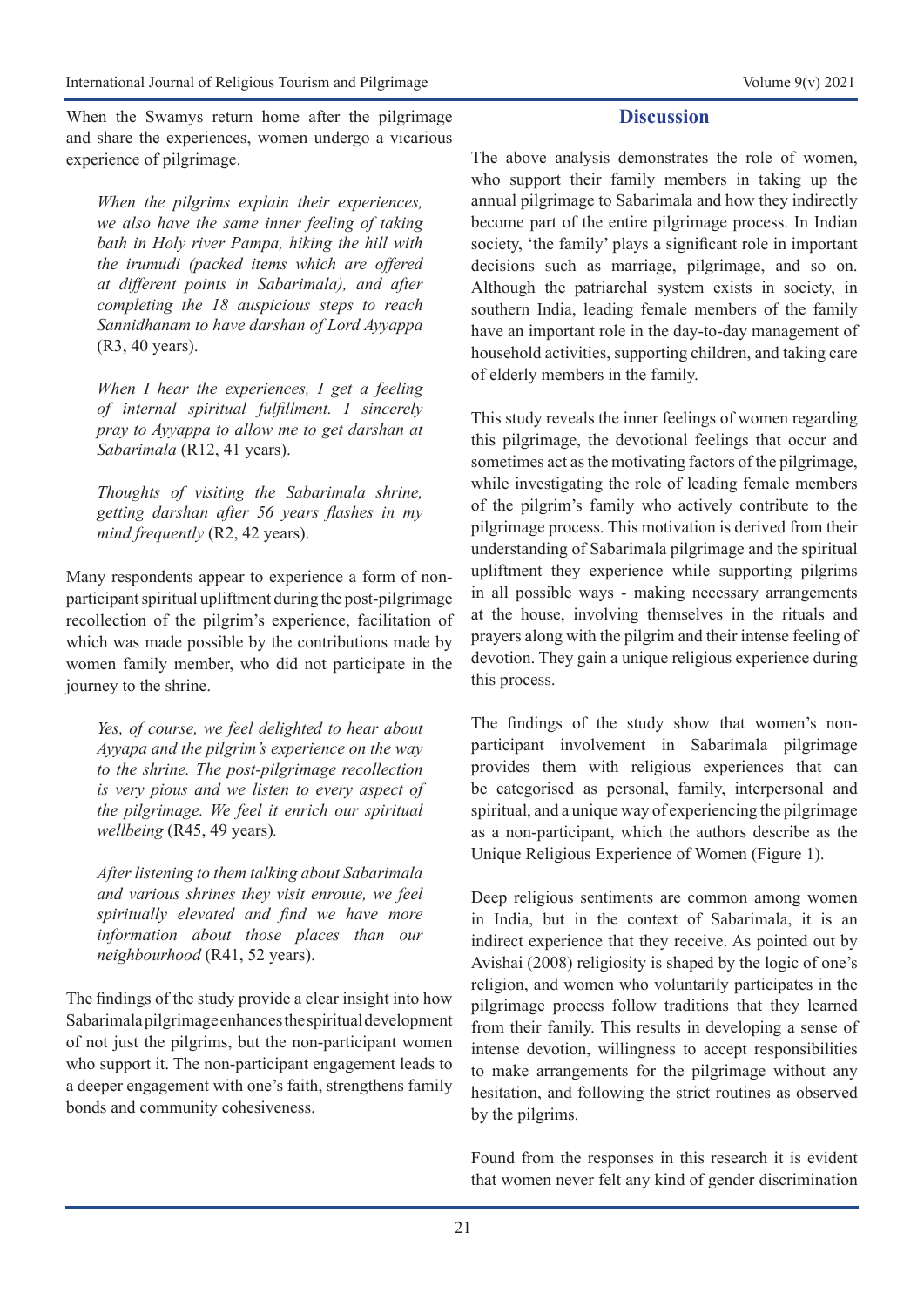When the Swamys return home after the pilgrimage and share the experiences, women undergo a vicarious experience of pilgrimage.

> *When the pilgrims explain their experiences, we also have the same inner feeling of taking bath in Holy river Pampa, hiking the hill with the irumudi (packed items which are offered at different points in Sabarimala), and after completing the 18 auspicious steps to reach Sannidhanam to have darshan of Lord Ayyappa* (R3, 40 years).

> *When I hear the experiences, I get a feeling of internal spiritual fulfillment. I sincerely pray to Ayyappa to allow me to get darshan at Sabarimala* (R12, 41 years).

> *Thoughts of visiting the Sabarimala shrine, getting darshan after 56 years flashes in my mind frequently* (R2, 42 years).

Many respondents appear to experience a form of non-participant spiritual upliftment during the post-pilgrimage recollection of the pilgrim's experience, facilitation of which was made possible by the contributions made by women family member, who did not participate in the journey to the shrine.

> *Yes, of course, we feel delighted to hear about Ayyapa and the pilgrim's experience on the way to the shrine. The post-pilgrimage recollection is very pious and we listen to every aspect of the pilgrimage. We feel it enrich our spiritual wellbeing* (R45, 49 years).

> *After listening to them talking about Sabarimala and various shrines they visit enroute, we feel spiritually elevated and find we have more information about those places than our neighbourhood* (R41, 52 years).

The findings of the study provide a clear insight into how Sabarimala pilgrimage enhances the spiritual development of not just the pilgrims, but the non-participant women who support it. The non-participant engagement leads to a deeper engagement with one's faith, strengthens family bonds and community cohesiveness.

## Discussion

The above analysis demonstrates the role of women, who support their family members in taking up the annual pilgrimage to Sabarimala and how they indirectly become part of the entire pilgrimage process. In Indian society, 'the family' plays a significant role in important decisions such as marriage, pilgrimage, and so on. Although the patriarchal system exists in society, in southern India, leading female members of the family have an important role in the day-to-day management of household activities, supporting children, and taking care of elderly members in the family.

This study reveals the inner feelings of women regarding this pilgrimage, the devotional feelings that occur and sometimes act as the motivating factors of the pilgrimage, while investigating the role of leading female members of the pilgrim's family who actively contribute to the pilgrimage process. This motivation is derived from their understanding of Sabarimala pilgrimage and the spiritual upliftment they experience while supporting pilgrims in all possible ways - making necessary arrangements at the house, involving themselves in the rituals and prayers along with the pilgrim and their intense feeling of devotion. They gain a unique religious experience during this process.

The findings of the study show that women's non-participant involvement in Sabarimala pilgrimage provides them with religious experiences that can be categorised as personal, family, interpersonal and spiritual, and a unique way of experiencing the pilgrimage as a non-participant, which the authors describe as the Unique Religious Experience of Women (Figure 1).

Deep religious sentiments are common among women in India, but in the context of Sabarimala, it is an indirect experience that they receive. As pointed out by Avishai (2008) religiosity is shaped by the logic of one's religion, and women who voluntarily participates in the pilgrimage process follow traditions that they learned from their family. This results in developing a sense of intense devotion, willingness to accept responsibilities to make arrangements for the pilgrimage without any hesitation, and following the strict routines as observed by the pilgrims.

Found from the responses in this research it is evident that women never felt any kind of gender discrimination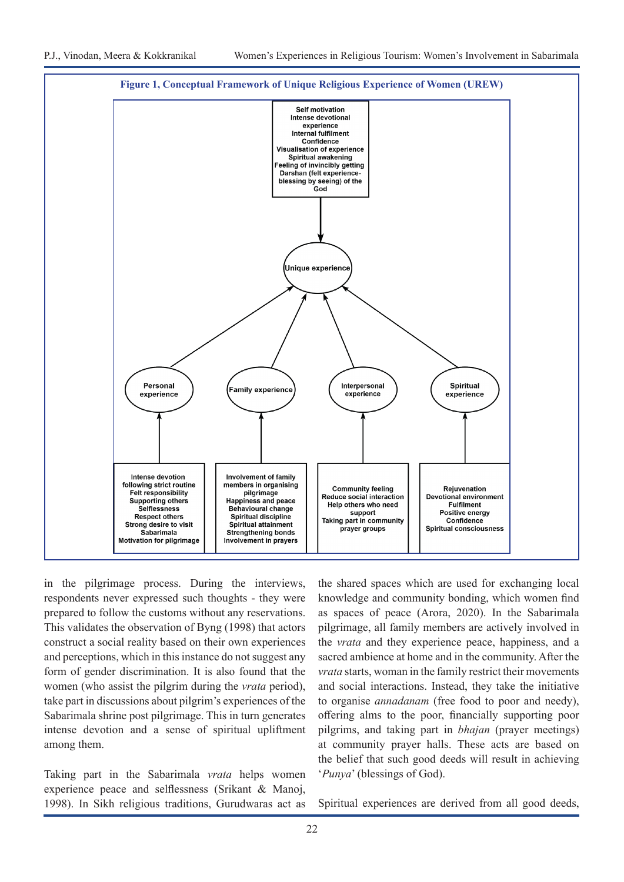**Figure 1, Conceptual Framework of Unique Religious Experience of Women (UREW)**

Self motivation
Intense devotional experience
Internal fulfilment
Confidence
Visualisation of experience
Spiritual awakening
Feeling of invincibly getting Darshan (felt experience-blessing by seeing) of the God

Unique experience

Personal experience

Family experience

Interpersonal experience

Spiritual experience

Intense devotion following strict routine
Felt responsibility
Supporting others
Selflessness
Respect others
Strong desire to visit Sabarimala
Motivation for pilgrimage

Involvement of family members in organising pilgrimage
Happiness and peace
Behavioural change
Spiritual discipline
Spiritual attainment
Strengthening bonds
Involvement in prayers

Community feeling
Reduce social interaction
Help others who need support
Taking part in community prayer groups

Rejuvenation
Devotional environment
Fulfilment
Positive energy
Confidence
Spiritual consciousness

in the pilgrimage process. During the interviews, respondents never expressed such thoughts - they were prepared to follow the customs without any reservations. This validates the observation of Byng (1998) that actors construct a social reality based on their own experiences and perceptions, which in this instance do not suggest any form of gender discrimination. It is also found that the women (who assist the pilgrim during the *vrata* period), take part in discussions about pilgrim's experiences of the Sabarimala shrine post pilgrimage. This in turn generates intense devotion and a sense of spiritual upliftment among them.

Taking part in the Sabarimala *vrata* helps women experience peace and selflessness (Srikant & Manoj, 1998). In Sikh religious traditions, Gurudwaras act as the shared spaces which are used for exchanging local knowledge and community bonding, which women find as spaces of peace (Arora, 2020). In the Sabarimala pilgrimage, all family members are actively involved in the *vrata* and they experience peace, happiness, and a sacred ambience at home and in the community. After the *vrata* starts, woman in the family restrict their movements and social interactions. Instead, they take the initiative to organise *annadanam* (free food to poor and needy), offering alms to the poor, financially supporting poor pilgrims, and taking part in *bhajan* (prayer meetings) at community prayer halls. These acts are based on the belief that such good deeds will result in achieving '*Punya*' (blessings of God).

Spiritual experiences are derived from all good deeds,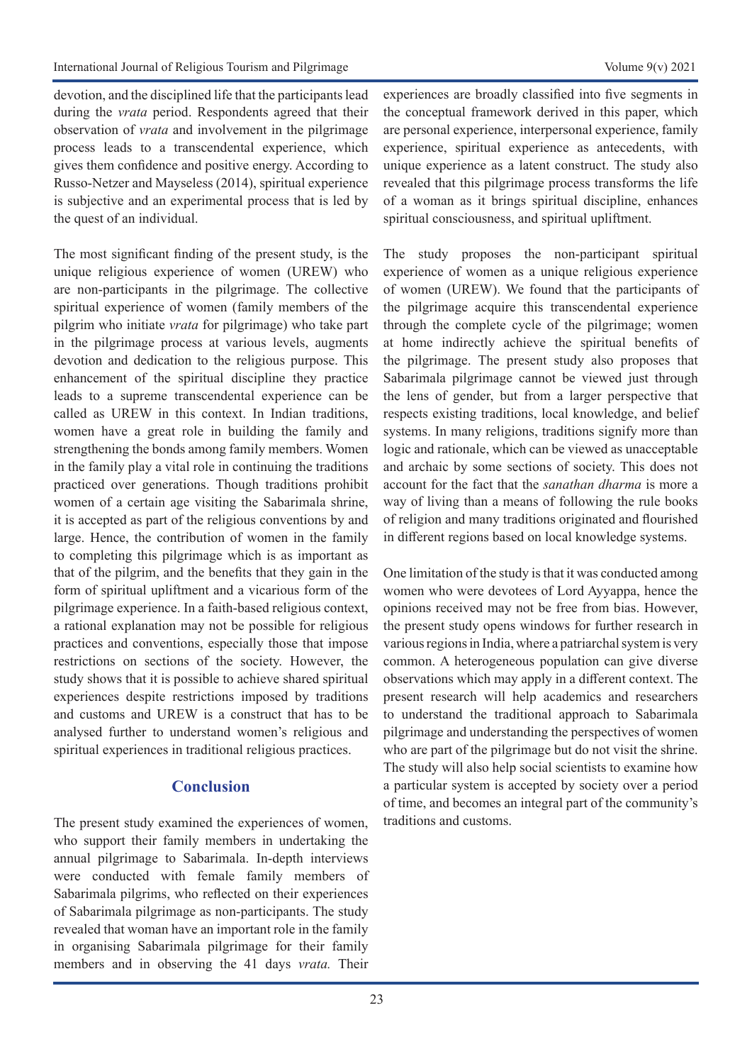devotion, and the disciplined life that the participants lead during the *vrata* period. Respondents agreed that their observation of *vrata* and involvement in the pilgrimage process leads to a transcendental experience, which gives them confidence and positive energy. According to Russo-Netzer and Mayseless (2014), spiritual experience is subjective and an experimental process that is led by the quest of an individual.

The most significant finding of the present study, is the unique religious experience of women (UREW) who are non-participants in the pilgrimage. The collective spiritual experience of women (family members of the pilgrim who initiate *vrata* for pilgrimage) who take part in the pilgrimage process at various levels, augments devotion and dedication to the religious purpose. This enhancement of the spiritual discipline they practice leads to a supreme transcendental experience can be called as UREW in this context. In Indian traditions, women have a great role in building the family and strengthening the bonds among family members. Women in the family play a vital role in continuing the traditions practiced over generations. Though traditions prohibit women of a certain age visiting the Sabarimala shrine, it is accepted as part of the religious conventions by and large. Hence, the contribution of women in the family to completing this pilgrimage which is as important as that of the pilgrim, and the benefits that they gain in the form of spiritual upliftment and a vicarious form of the pilgrimage experience. In a faith-based religious context, a rational explanation may not be possible for religious practices and conventions, especially those that impose restrictions on sections of the society. However, the study shows that it is possible to achieve shared spiritual experiences despite restrictions imposed by traditions and customs and UREW is a construct that has to be analysed further to understand women's religious and spiritual experiences in traditional religious practices.

## Conclusion

The present study examined the experiences of women, who support their family members in undertaking the annual pilgrimage to Sabarimala. In-depth interviews were conducted with female family members of Sabarimala pilgrims, who reflected on their experiences of Sabarimala pilgrimage as non-participants. The study revealed that woman have an important role in the family in organising Sabarimala pilgrimage for their family members and in observing the 41 days *vrata.* Their experiences are broadly classified into five segments in the conceptual framework derived in this paper, which are personal experience, interpersonal experience, family experience, spiritual experience as antecedents, with unique experience as a latent construct. The study also revealed that this pilgrimage process transforms the life of a woman as it brings spiritual discipline, enhances spiritual consciousness, and spiritual upliftment.

The study proposes the non-participant spiritual experience of women as a unique religious experience of women (UREW). We found that the participants of the pilgrimage acquire this transcendental experience through the complete cycle of the pilgrimage; women at home indirectly achieve the spiritual benefits of the pilgrimage. The present study also proposes that Sabarimala pilgrimage cannot be viewed just through the lens of gender, but from a larger perspective that respects existing traditions, local knowledge, and belief systems. In many religions, traditions signify more than logic and rationale, which can be viewed as unacceptable and archaic by some sections of society. This does not account for the fact that the *sanathan dharma* is more a way of living than a means of following the rule books of religion and many traditions originated and flourished in different regions based on local knowledge systems.

One limitation of the study is that it was conducted among women who were devotees of Lord Ayyappa, hence the opinions received may not be free from bias. However, the present study opens windows for further research in various regions in India, where a patriarchal system is very common. A heterogeneous population can give diverse observations which may apply in a different context. The present research will help academics and researchers to understand the traditional approach to Sabarimala pilgrimage and understanding the perspectives of women who are part of the pilgrimage but do not visit the shrine. The study will also help social scientists to examine how a particular system is accepted by society over a period of time, and becomes an integral part of the community's traditions and customs.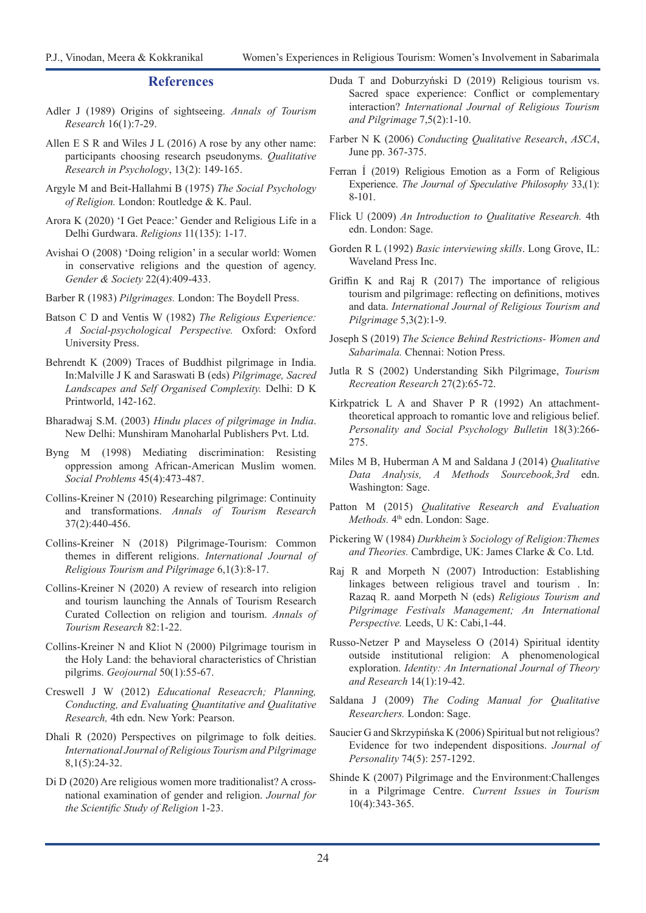## References

Adler J (1989) Origins of sightseeing. *Annals of Tourism Research* 16(1):7-29.

Allen E S R and Wiles J L (2016) A rose by any other name: participants choosing research pseudonyms. *Qualitative Research in Psychology*, 13(2): 149-165.

Argyle M and Beit-Hallahmi B (1975) *The Social Psychology of Religion.* London: Routledge & K. Paul.

Arora K (2020) 'I Get Peace:' Gender and Religious Life in a Delhi Gurdwara. *Religions* 11(135): 1-17.

Avishai O (2008) 'Doing religion' in a secular world: Women in conservative religions and the question of agency. *Gender & Society* 22(4):409-433.

Barber R (1983) *Pilgrimages.* London: The Boydell Press.

Batson C D and Ventis W (1982) *The Religious Experience: A Social-psychological Perspective.* Oxford: Oxford University Press.

Behrendt K (2009) Traces of Buddhist pilgrimage in India. In:Malville J K and Saraswati B (eds) *Pilgrimage, Sacred Landscapes and Self Organised Complexity.* Delhi: D K Printworld, 142-162.

Bharadwaj S.M. (2003) *Hindu places of pilgrimage in India*. New Delhi: Munshiram Manoharlal Publishers Pvt. Ltd.

Byng M (1998) Mediating discrimination: Resisting oppression among African-American Muslim women. *Social Problems* 45(4):473-487.

Collins-Kreiner N (2010) Researching pilgrimage: Continuity and transformations. *Annals of Tourism Research* 37(2):440-456.

Collins-Kreiner N (2018) Pilgrimage-Tourism: Common themes in different religions. *International Journal of Religious Tourism and Pilgrimage* 6,1(3):8-17.

Collins-Kreiner N (2020) A review of research into religion and tourism launching the Annals of Tourism Research Curated Collection on religion and tourism. *Annals of Tourism Research* 82:1-22.

Collins-Kreiner N and Kliot N (2000) Pilgrimage tourism in the Holy Land: the behavioral characteristics of Christian pilgrims. *Geojournal* 50(1):55-67.

Creswell J W (2012) *Educational Reseacrch; Planning, Conducting, and Evaluating Quantitative and Qualitative Research,* 4th edn. New York: Pearson.

Dhali R (2020) Perspectives on pilgrimage to folk deities. *International Journal of Religious Tourism and Pilgrimage* 8,1(5):24-32.

Di D (2020) Are religious women more traditionalist? A cross-national examination of gender and religion. *Journal for the Scientific Study of Religion* 1-23.

Duda T and Doburzyński D (2019) Religious tourism vs. Sacred space experience: Conflict or complementary interaction? *International Journal of Religious Tourism and Pilgrimage* 7,5(2):1-10.

Farber N K (2006) *Conducting Qualitative Research*, *ASCA*, June pp. 367-375.

Ferran Í (2019) Religious Emotion as a Form of Religious Experience. *The Journal of Speculative Philosophy* 33,(1): 8-101.

Flick U (2009) *An Introduction to Qualitative Research.* 4th edn. London: Sage.

Gorden R L (1992) *Basic interviewing skills*. Long Grove, IL: Waveland Press Inc.

Griffin K and Raj R (2017) The importance of religious tourism and pilgrimage: reflecting on definitions, motives and data. *International Journal of Religious Tourism and Pilgrimage* 5,3(2):1-9.

Joseph S (2019) *The Science Behind Restrictions- Women and Sabarimala.* Chennai: Notion Press.

Jutla R S (2002) Understanding Sikh Pilgrimage, *Tourism Recreation Research* 27(2):65-72.

Kirkpatrick L A and Shaver P R (1992) An attachment-theoretical approach to romantic love and religious belief. *Personality and Social Psychology Bulletin* 18(3):266-275.

Miles M B, Huberman A M and Saldana J (2014) *Qualitative Data Analysis, A Methods Sourcebook,3rd* edn. Washington: Sage.

Patton M (2015) *Qualitative Research and Evaluation Methods.* 4th edn. London: Sage.

Pickering W (1984) *Durkheim's Sociology of Religion:Themes and Theories.* Cambrdige, UK: James Clarke & Co. Ltd.

Raj R and Morpeth N (2007) Introduction: Establishing linkages between religious travel and tourism . In: Razaq R. aand Morpeth N (eds) *Religious Tourism and Pilgrimage Festivals Management; An International Perspective.* Leeds, U K: Cabi,1-44.

Russo-Netzer P and Mayseless O (2014) Spiritual identity outside institutional religion: A phenomenological exploration. *Identity: An International Journal of Theory and Research* 14(1):19-42.

Saldana J (2009) *The Coding Manual for Qualitative Researchers.* London: Sage.

Saucier G and Skrzypińska K (2006) Spiritual but not religious? Evidence for two independent dispositions. *Journal of Personality* 74(5): 257-1292.

Shinde K (2007) Pilgrimage and the Environment:Challenges in a Pilgrimage Centre. *Current Issues in Tourism* 10(4):343-365.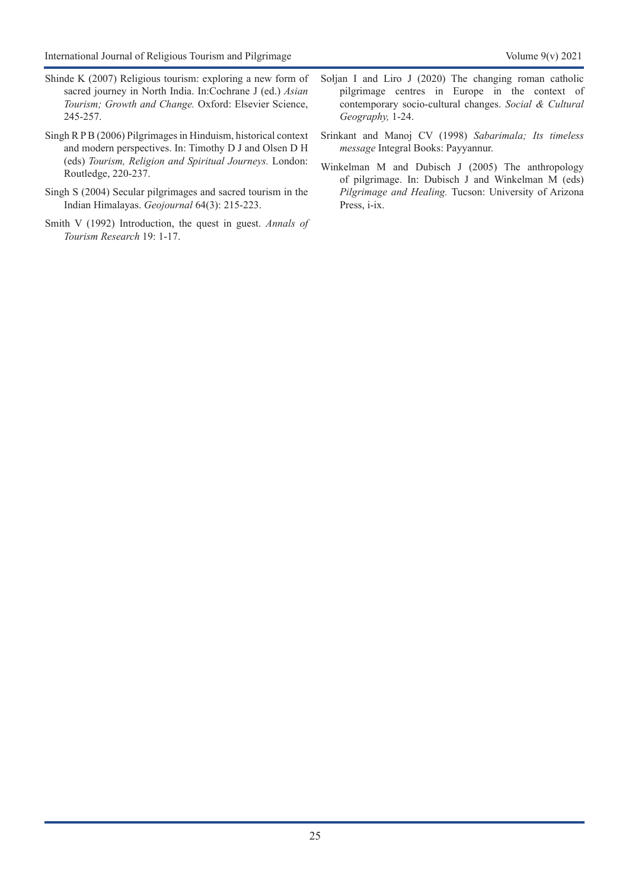Shinde K (2007) Religious tourism: exploring a new form of sacred journey in North India. In:Cochrane J (ed.) *Asian Tourism; Growth and Change.* Oxford: Elsevier Science, 245-257.

Singh R P B (2006) Pilgrimages in Hinduism, historical context and modern perspectives. In: Timothy D J and Olsen D H (eds) *Tourism, Religion and Spiritual Journeys.* London: Routledge, 220-237.

Singh S (2004) Secular pilgrimages and sacred tourism in the Indian Himalayas. *Geojournal* 64(3): 215-223.

Smith V (1992) Introduction, the quest in guest. *Annals of Tourism Research* 19: 1-17.

Sołjan I and Liro J (2020) The changing roman catholic pilgrimage centres in Europe in the context of contemporary socio-cultural changes. *Social & Cultural Geography,* 1-24.

Srinkant and Manoj CV (1998) *Sabarimala; Its timeless message* Integral Books: Payyannur.

Winkelman M and Dubisch J (2005) The anthropology of pilgrimage. In: Dubisch J and Winkelman M (eds) *Pilgrimage and Healing.* Tucson: University of Arizona Press, i-ix.